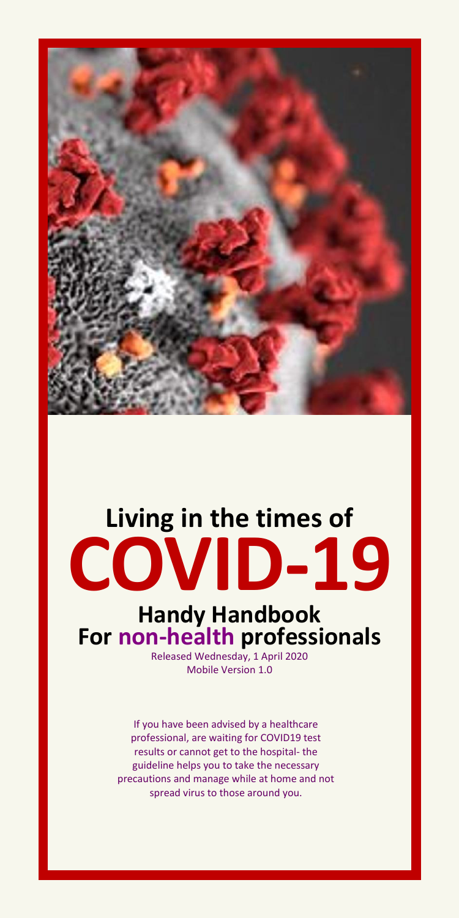# Living in the times of COVID-19

## Handy Handbook For non-health professionals

Released Wednesday, 1 April 2020
Mobile Version 1.0

If you have been advised by a healthcare professional, are waiting for COVID19 test results or cannot get to the hospital- the guideline helps you to take the necessary precautions and manage while at home and not spread virus to those around you.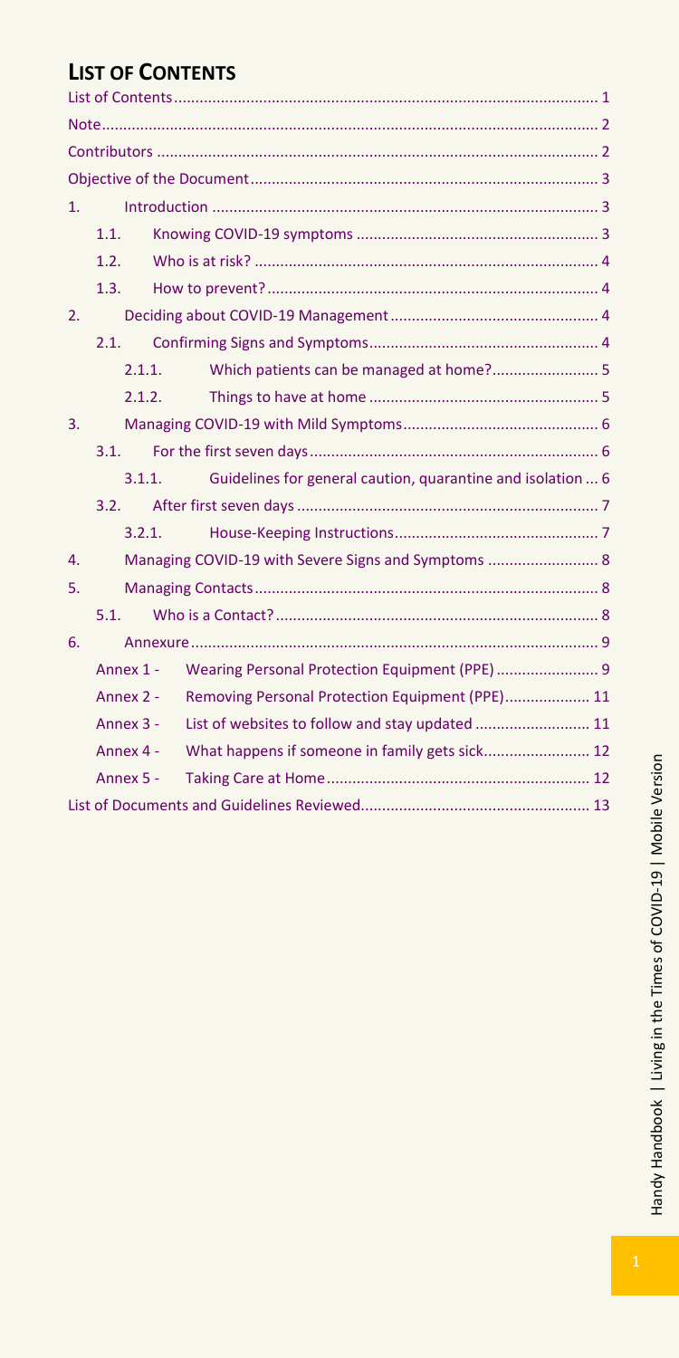## List of Contents

- List of Contents ........ 1
- Note ........ 2
- Contributors ........ 2
- Objective of the Document ........ 3
- 1. Introduction ........ 3
  - 1.1. Knowing COVID-19 symptoms ........ 3
  - 1.2. Who is at risk? ........ 4
  - 1.3. How to prevent? ........ 4
- 2. Deciding about COVID-19 Management ........ 4
  - 2.1. Confirming Signs and Symptoms ........ 4
    - 2.1.1. Which patients can be managed at home? ........ 5
    - 2.1.2. Things to have at home ........ 5
- 3. Managing COVID-19 with Mild Symptoms ........ 6
  - 3.1. For the first seven days ........ 6
    - 3.1.1. Guidelines for general caution, quarantine and isolation ... 6
  - 3.2. After first seven days ........ 7
    - 3.2.1. House-Keeping Instructions ........ 7
- 4. Managing COVID-19 with Severe Signs and Symptoms ........ 8
- 5. Managing Contacts ........ 8
  - 5.1. Who is a Contact? ........ 8
- 6. Annexure ........ 9
  - Annex 1 - Wearing Personal Protection Equipment (PPE) ........ 9
  - Annex 2 - Removing Personal Protection Equipment (PPE) ........ 11
  - Annex 3 - List of websites to follow and stay updated ........ 11
  - Annex 4 - What happens if someone in family gets sick ........ 12
  - Annex 5 - Taking Care at Home ........ 12
- List of Documents and Guidelines Reviewed ........ 13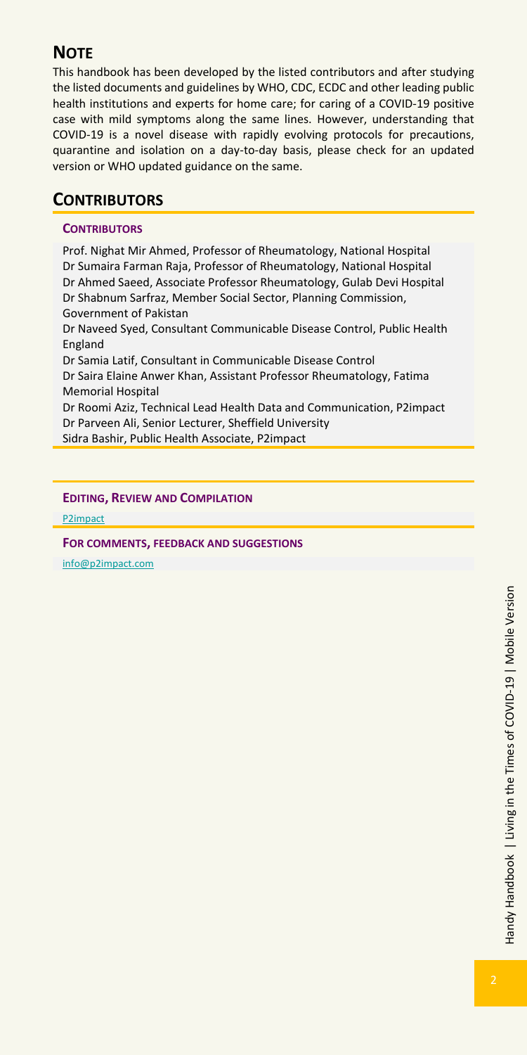## NOTE

This handbook has been developed by the listed contributors and after studying the listed documents and guidelines by WHO, CDC, ECDC and other leading public health institutions and experts for home care; for caring of a COVID-19 positive case with mild symptoms along the same lines. However, understanding that COVID-19 is a novel disease with rapidly evolving protocols for precautions, quarantine and isolation on a day-to-day basis, please check for an updated version or WHO updated guidance on the same.

## CONTRIBUTORS

### CONTRIBUTORS

Prof. Nighat Mir Ahmed, Professor of Rheumatology, National Hospital
Dr Sumaira Farman Raja, Professor of Rheumatology, National Hospital
Dr Ahmed Saeed, Associate Professor Rheumatology, Gulab Devi Hospital
Dr Shabnum Sarfraz, Member Social Sector, Planning Commission, Government of Pakistan
Dr Naveed Syed, Consultant Communicable Disease Control, Public Health England
Dr Samia Latif, Consultant in Communicable Disease Control
Dr Saira Elaine Anwer Khan, Assistant Professor Rheumatology, Fatima Memorial Hospital
Dr Roomi Aziz, Technical Lead Health Data and Communication, P2impact
Dr Parveen Ali, Senior Lecturer, Sheffield University
Sidra Bashir, Public Health Associate, P2impact

### EDITING, REVIEW AND COMPILATION

P2impact

### FOR COMMENTS, FEEDBACK AND SUGGESTIONS

info@p2impact.com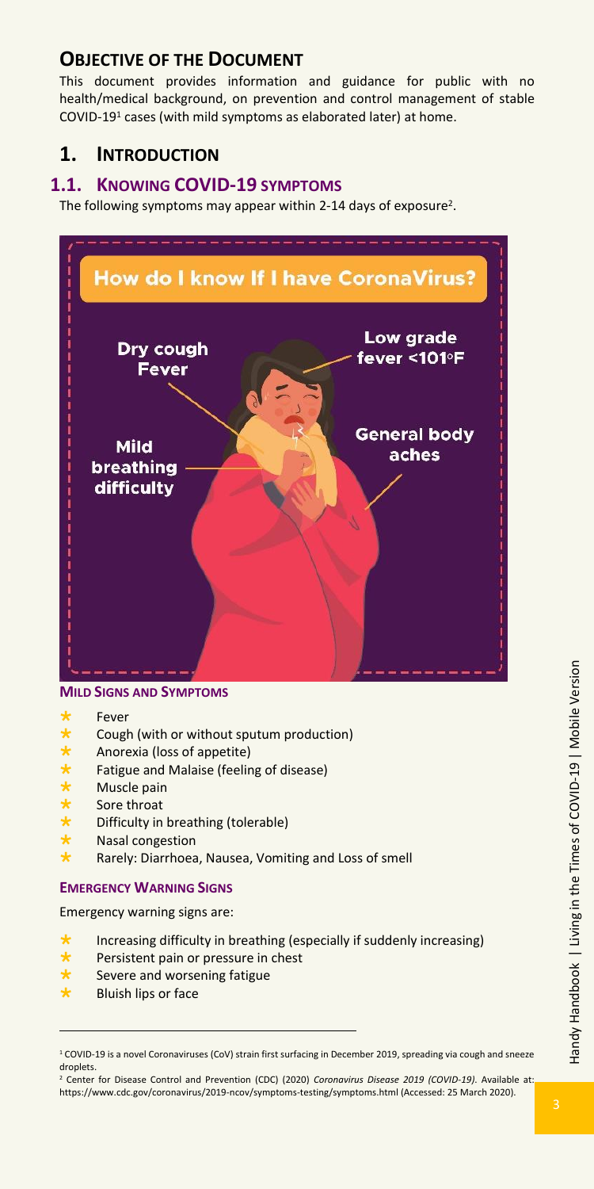## Objective of the Document

This document provides information and guidance for public with no health/medical background, on prevention and control management of stable COVID-19[1] cases (with mild symptoms as elaborated later) at home.

# 1. Introduction

## 1.1. Knowing COVID-19 symptoms

The following symptoms may appear within 2-14 days of exposure[2].

How do I know If I have CoronaVirus?

Dry cough
Fever

Low grade fever <101°F

Mild breathing difficulty

General body aches

### Mild Signs and Symptoms

- Fever
- Cough (with or without sputum production)
- Anorexia (loss of appetite)
- Fatigue and Malaise (feeling of disease)
- Muscle pain
- Sore throat
- Difficulty in breathing (tolerable)
- Nasal congestion
- Rarely: Diarrhoea, Nausea, Vomiting and Loss of smell

### Emergency Warning Signs

Emergency warning signs are:

- Increasing difficulty in breathing (especially if suddenly increasing)
- Persistent pain or pressure in chest
- Severe and worsening fatigue
- Bluish lips or face

---

[1] COVID-19 is a novel Coronaviruses (CoV) strain first surfacing in December 2019, spreading via cough and sneeze droplets.

[2] Center for Disease Control and Prevention (CDC) (2020) *Coronavirus Disease 2019 (COVID-19)*. Available at: https://www.cdc.gov/coronavirus/2019-ncov/symptoms-testing/symptoms.html (Accessed: 25 March 2020).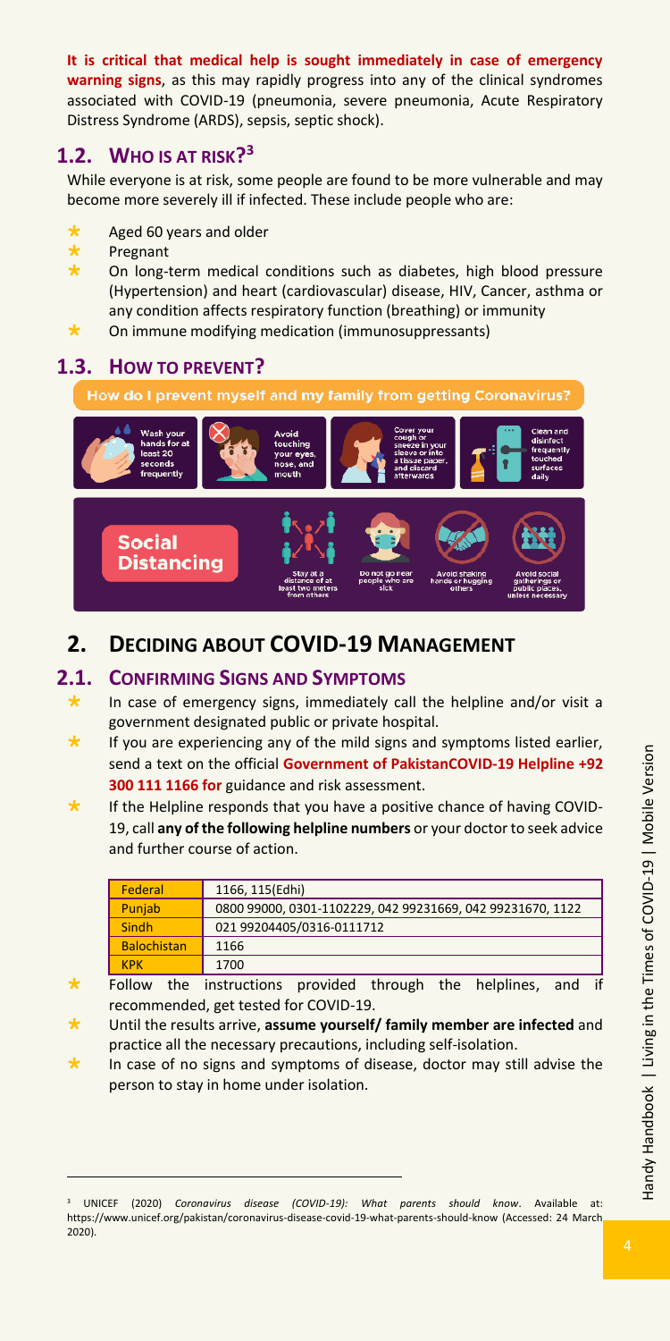**It is critical that medical help is sought immediately in case of emergency warning signs**, as this may rapidly progress into any of the clinical syndromes associated with COVID-19 (pneumonia, severe pneumonia, Acute Respiratory Distress Syndrome (ARDS), sepsis, septic shock).

## 1.2. Who is at Risk?[3]

While everyone is at risk, some people are found to be more vulnerable and may become more severely ill if infected. These include people who are:

- Aged 60 years and older
- Pregnant
- On long-term medical conditions such as diabetes, high blood pressure (Hypertension) and heart (cardiovascular) disease, HIV, Cancer, asthma or any condition affects respiratory function (breathing) or immunity
- On immune modifying medication (immunosuppressants)

## 1.3. How to Prevent?

How do I prevent myself and my family from getting Coronavirus?

Wash your hands for at least 20 seconds frequently

Avoid touching your eyes, nose, and mouth

Cover your cough or sneeze in your sleeve or into a tissue paper, and discard afterwards

Clean and disinfect frequently touched surfaces daily

Social Distancing

Stay at a distance of at least two meters from others

Do not go near people who are sick

Avoid shaking hands or hugging others

Avoid social gatherings or public places, unless necessary

# 2. Deciding about COVID-19 Management

## 2.1. Confirming Signs and Symptoms

- In case of emergency signs, immediately call the helpline and/or visit a government designated public or private hospital.
- If you are experiencing any of the mild signs and symptoms listed earlier, send a text on the official **Government of PakistanCOVID-19 Helpline +92 300 111 1166 for** guidance and risk assessment.
- If the Helpline responds that you have a positive chance of having COVID-19, call **any of the following helpline numbers** or your doctor to seek advice and further course of action.

| Federal | 1166, 115(Edhi) |
|---|---|
| Punjab | 0800 99000, 0301-1102229, 042 99231669, 042 99231670, 1122 |
| Sindh | 021 99204405/0316-0111712 |
| Balochistan | 1166 |
| KPK | 1700 |

- Follow the instructions provided through the helplines, and if recommended, get tested for COVID-19.
- Until the results arrive, **assume yourself/ family member are infected** and practice all the necessary precautions, including self-isolation.
- In case of no signs and symptoms of disease, doctor may still advise the person to stay in home under isolation.

---

[3] UNICEF (2020) *Coronavirus disease (COVID-19): What parents should know*. Available at: https://www.unicef.org/pakistan/coronavirus-disease-covid-19-what-parents-should-know (Accessed: 24 March 2020).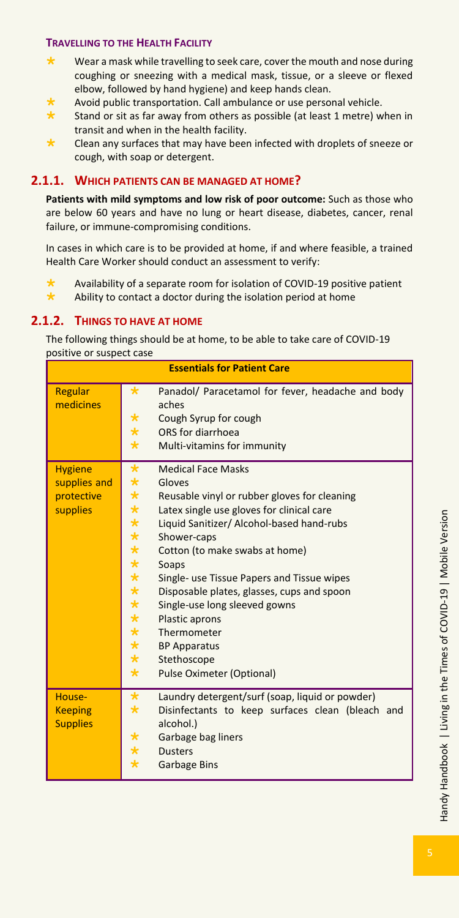**TRAVELLING TO THE HEALTH FACILITY**

- Wear a mask while travelling to seek care, cover the mouth and nose during coughing or sneezing with a medical mask, tissue, or a sleeve or flexed elbow, followed by hand hygiene) and keep hands clean.
- Avoid public transportation. Call ambulance or use personal vehicle.
- Stand or sit as far away from others as possible (at least 1 metre) when in transit and when in the health facility.
- Clean any surfaces that may have been infected with droplets of sneeze or cough, with soap or detergent.

## 2.1.1. WHICH PATIENTS CAN BE MANAGED AT HOME?

**Patients with mild symptoms and low risk of poor outcome:** Such as those who are below 60 years and have no lung or heart disease, diabetes, cancer, renal failure, or immune-compromising conditions.

In cases in which care is to be provided at home, if and where feasible, a trained Health Care Worker should conduct an assessment to verify:

- Availability of a separate room for isolation of COVID-19 positive patient
- Ability to contact a doctor during the isolation period at home

## 2.1.2. THINGS TO HAVE AT HOME

The following things should be at home, to be able to take care of COVID-19 positive or suspect case

| Essentials for Patient Care | |
|---|---|
| Regular medicines | * Panadol/ Paracetamol for fever, headache and body aches<br>* Cough Syrup for cough<br>* ORS for diarrhoea<br>* Multi-vitamins for immunity |
| Hygiene supplies and protective supplies | * Medical Face Masks<br>* Gloves<br>* Reusable vinyl or rubber gloves for cleaning<br>* Latex single use gloves for clinical care<br>* Liquid Sanitizer/ Alcohol-based hand-rubs<br>* Shower-caps<br>* Cotton (to make swabs at home)<br>* Soaps<br>* Single- use Tissue Papers and Tissue wipes<br>* Disposable plates, glasses, cups and spoon<br>* Single-use long sleeved gowns<br>* Plastic aprons<br>* Thermometer<br>* BP Apparatus<br>* Stethoscope<br>* Pulse Oximeter (Optional) |
| House-Keeping Supplies | * Laundry detergent/surf (soap, liquid or powder)<br>* Disinfectants to keep surfaces clean (bleach and alcohol.)<br>* Garbage bag liners<br>* Dusters<br>* Garbage Bins |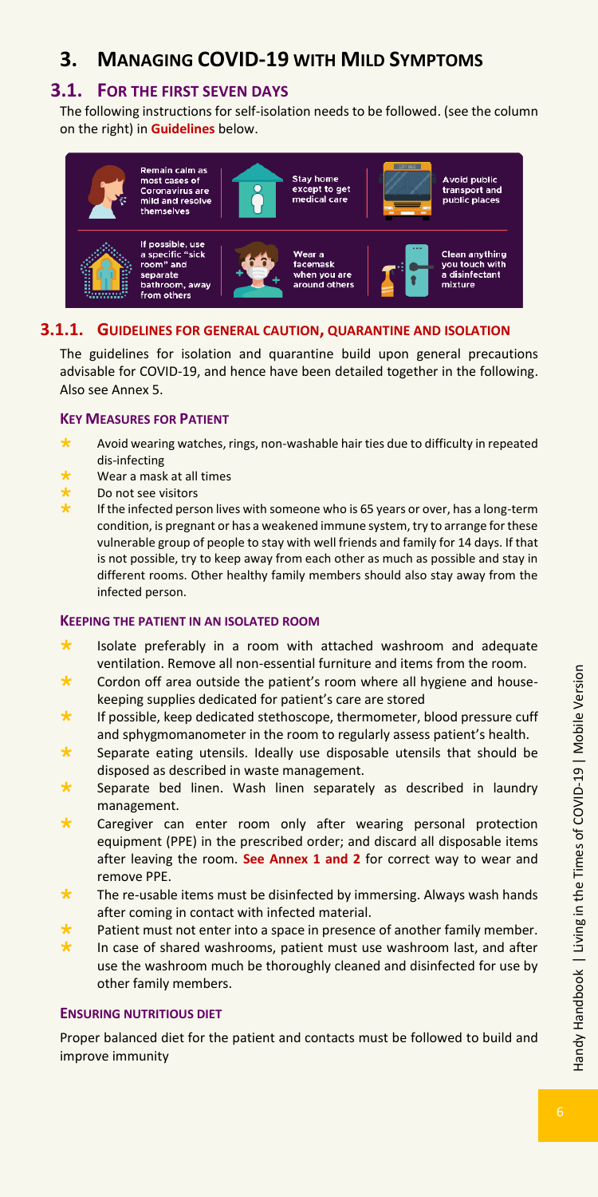# 3. Managing COVID-19 with Mild Symptoms

## 3.1. For the First Seven Days

The following instructions for self-isolation needs to be followed. (see the column on the right) in **Guidelines** below.

Remain calm as most cases of Coronavirus are mild and resolve themselves

Stay home except to get medical care

Avoid public transport and public places

If possible, use a specific "sick room" and separate bathroom, away from others

Wear a facemask when you are around others

Clean anything you touch with a disinfectant mixture

### 3.1.1. Guidelines for General Caution, Quarantine and Isolation

The guidelines for isolation and quarantine build upon general precautions advisable for COVID-19, and hence have been detailed together in the following. Also see Annex 5.

#### Key Measures for Patient

- Avoid wearing watches, rings, non-washable hair ties due to difficulty in repeated dis-infecting
- Wear a mask at all times
- Do not see visitors
- If the infected person lives with someone who is 65 years or over, has a long-term condition, is pregnant or has a weakened immune system, try to arrange for these vulnerable group of people to stay with well friends and family for 14 days. If that is not possible, try to keep away from each other as much as possible and stay in different rooms. Other healthy family members should also stay away from the infected person.

#### Keeping the Patient in an Isolated Room

- Isolate preferably in a room with attached washroom and adequate ventilation. Remove all non-essential furniture and items from the room.
- Cordon off area outside the patient's room where all hygiene and house-keeping supplies dedicated for patient's care are stored
- If possible, keep dedicated stethoscope, thermometer, blood pressure cuff and sphygmomanometer in the room to regularly assess patient's health.
- Separate eating utensils. Ideally use disposable utensils that should be disposed as described in waste management.
- Separate bed linen. Wash linen separately as described in laundry management.
- Caregiver can enter room only after wearing personal protection equipment (PPE) in the prescribed order; and discard all disposable items after leaving the room. **See Annex 1 and 2** for correct way to wear and remove PPE.
- The re-usable items must be disinfected by immersing. Always wash hands after coming in contact with infected material.
- Patient must not enter into a space in presence of another family member.
- In case of shared washrooms, patient must use washroom last, and after use the washroom much be thoroughly cleaned and disinfected for use by other family members.

#### Ensuring Nutritious Diet

Proper balanced diet for the patient and contacts must be followed to build and improve immunity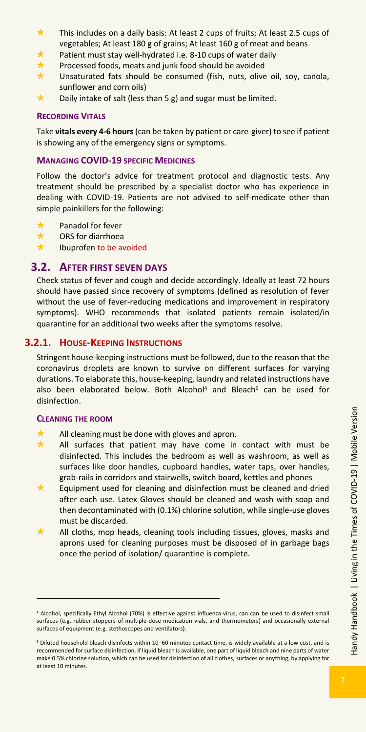- This includes on a daily basis: At least 2 cups of fruits; At least 2.5 cups of vegetables; At least 180 g of grains; At least 160 g of meat and beans
- Patient must stay well-hydrated i.e. 8-10 cups of water daily
- Processed foods, meats and junk food should be avoided
- Unsaturated fats should be consumed (fish, nuts, olive oil, soy, canola, sunflower and corn oils)
- Daily intake of salt (less than 5 g) and sugar must be limited.

#### RECORDING VITALS

Take **vitals every 4-6 hours** (can be taken by patient or care-giver) to see if patient is showing any of the emergency signs or symptoms.

#### MANAGING COVID-19 SPECIFIC MEDICINES

Follow the doctor's advice for treatment protocol and diagnostic tests. Any treatment should be prescribed by a specialist doctor who has experience in dealing with COVID-19. Patients are not advised to self-medicate other than simple painkillers for the following:

- Panadol for fever
- ORS for diarrhoea
- Ibuprofen to be avoided

## 3.2. AFTER FIRST SEVEN DAYS

Check status of fever and cough and decide accordingly. Ideally at least 72 hours should have passed since recovery of symptoms (defined as resolution of fever without the use of fever-reducing medications and improvement in respiratory symptoms). WHO recommends that isolated patients remain isolated/in quarantine for an additional two weeks after the symptoms resolve.

### 3.2.1. HOUSE-KEEPING INSTRUCTIONS

Stringent house-keeping instructions must be followed, due to the reason that the coronavirus droplets are known to survive on different surfaces for varying durations. To elaborate this, house-keeping, laundry and related instructions have also been elaborated below. Both Alcohol[4] and Bleach[5] can be used for disinfection.

#### CLEANING THE ROOM

- All cleaning must be done with gloves and apron.
- All surfaces that patient may have come in contact with must be disinfected. This includes the bedroom as well as washroom, as well as surfaces like door handles, cupboard handles, water taps, over handles, grab-rails in corridors and stairwells, switch board, kettles and phones
- Equipment used for cleaning and disinfection must be cleaned and dried after each use. Latex Gloves should be cleaned and wash with soap and then decontaminated with (0.1%) chlorine solution, while single-use gloves must be discarded.
- All cloths, mop heads, cleaning tools including tissues, gloves, masks and aprons used for cleaning purposes must be disposed of in garbage bags once the period of isolation/ quarantine is complete.

---

[4] Alcohol, specifically Ethyl Alcohol (70%) is effective against influenza virus, can can be used to disinfect small surfaces (e.g. rubber stoppers of multiple-dose medication vials, and thermometers) and occasionally external surfaces of equipment (e.g. stethoscopes and ventilators).

[5] Diluted household bleach disinfects within 10–60 minutes contact time, is widely available at a low cost, and is recommended for surface disinfection. If liquid bleach is available, one part of liquid bleach and nine parts of water make 0.5% chlorine solution, which can be used for disinfection of all clothes, surfaces or anything, by applying for at least 10 minutes.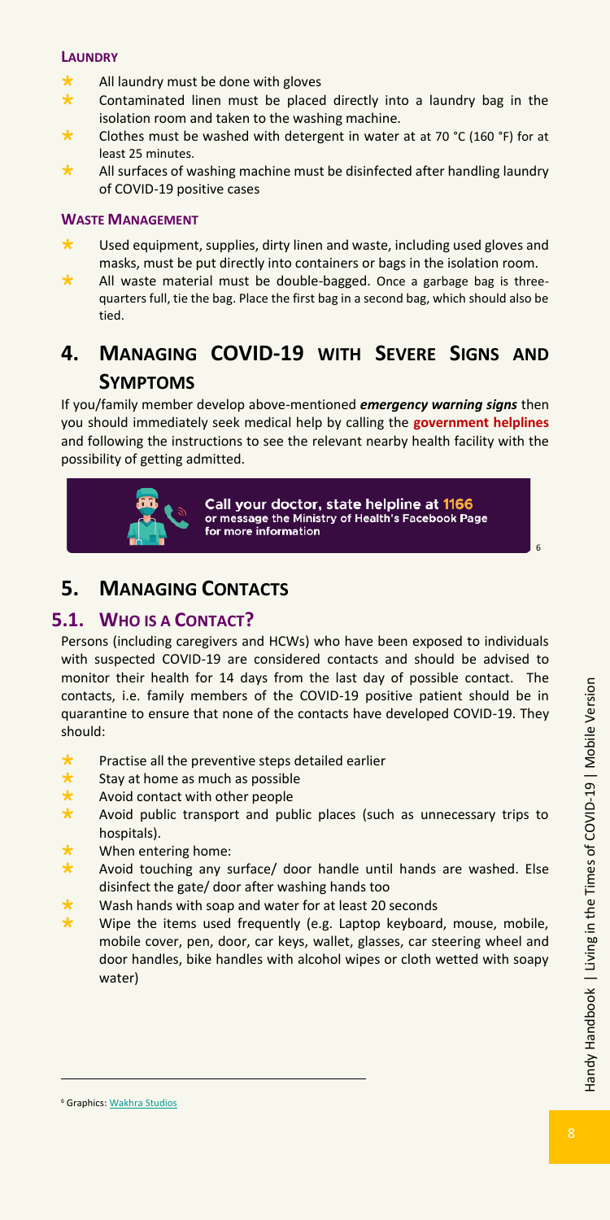### Laundry

- All laundry must be done with gloves
- Contaminated linen must be placed directly into a laundry bag in the isolation room and taken to the washing machine.
- Clothes must be washed with detergent in water at at 70 °C (160 °F) for at least 25 minutes.
- All surfaces of washing machine must be disinfected after handling laundry of COVID-19 positive cases

### Waste Management

- Used equipment, supplies, dirty linen and waste, including used gloves and masks, must be put directly into containers or bags in the isolation room.
- All waste material must be double-bagged. Once a garbage bag is three-quarters full, tie the bag. Place the first bag in a second bag, which should also be tied.

# 4. Managing COVID-19 with Severe Signs and Symptoms

If you/family member develop above-mentioned ***emergency warning signs*** then you should immediately seek medical help by calling the **government helplines** and following the instructions to see the relevant nearby health facility with the possibility of getting admitted.

**Call your doctor, state helpline at 1166** or message the Ministry of Health's Facebook Page for more information [6]

# 5. Managing Contacts

## 5.1. Who is a Contact?

Persons (including caregivers and HCWs) who have been exposed to individuals with suspected COVID-19 are considered contacts and should be advised to monitor their health for 14 days from the last day of possible contact. The contacts, i.e. family members of the COVID-19 positive patient should be in quarantine to ensure that none of the contacts have developed COVID-19. They should:

- Practise all the preventive steps detailed earlier
- Stay at home as much as possible
- Avoid contact with other people
- Avoid public transport and public places (such as unnecessary trips to hospitals).
- When entering home:
- Avoid touching any surface/ door handle until hands are washed. Else disinfect the gate/ door after washing hands too
- Wash hands with soap and water for at least 20 seconds
- Wipe the items used frequently (e.g. Laptop keyboard, mouse, mobile, mobile cover, pen, door, car keys, wallet, glasses, car steering wheel and door handles, bike handles with alcohol wipes or cloth wetted with soapy water)

---

[6] Graphics: Wakhra Studios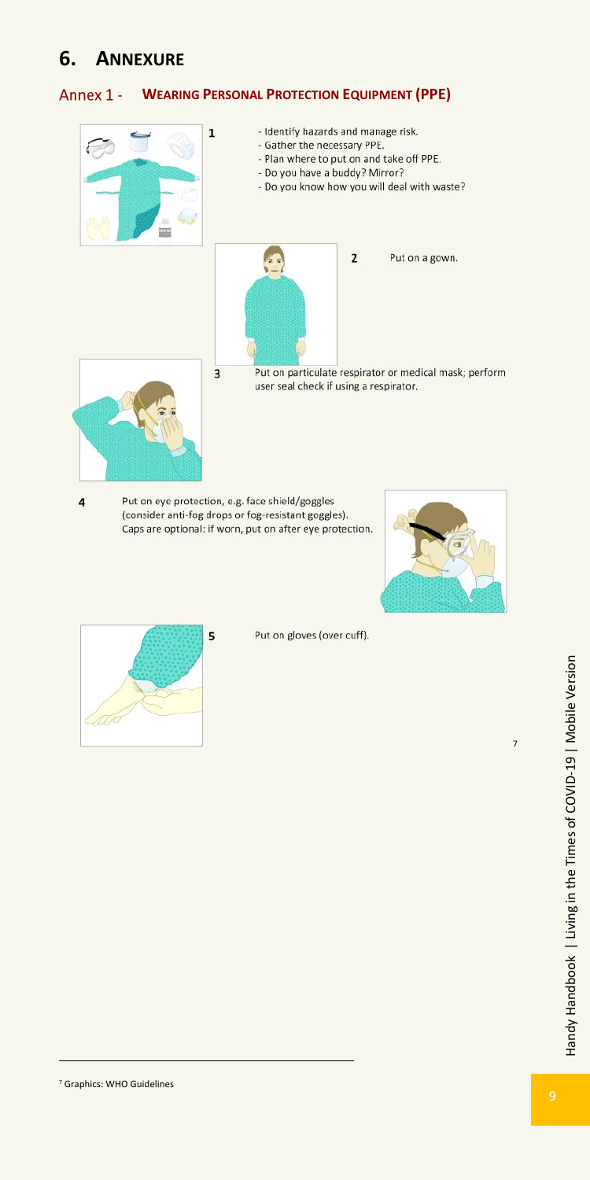# 6. ANNEXURE

## Annex 1 - WEARING PERSONAL PROTECTION EQUIPMENT (PPE)[7]

1
- Identify hazards and manage risk.
- Gather the necessary PPE.
- Plan where to put on and take off PPE.
- Do you have a buddy? Mirror?
- Do you know how you will deal with waste?

2 Put on a gown.

3 Put on particulate respirator or medical mask; perform user seal check if using a respirator.

4 Put on eye protection, e.g. face shield/goggles (consider anti-fog drops or fog-resistant goggles). Caps are optional: if worn, put on after eye protection.

5 Put on gloves (over cuff).

[7] Graphics: WHO Guidelines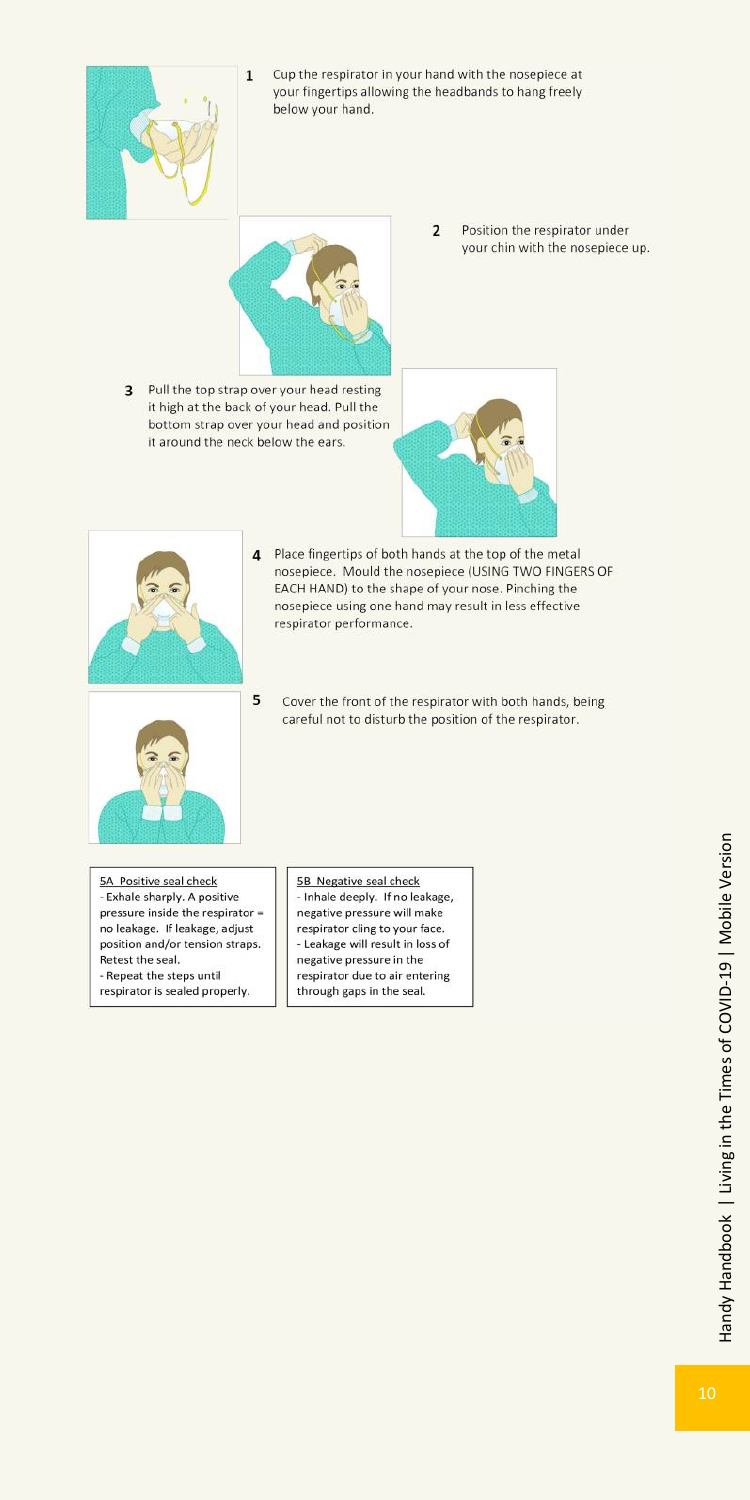1. Cup the respirator in your hand with the nosepiece at your fingertips allowing the headbands to hang freely below your hand.

2. Position the respirator under your chin with the nosepiece up.

3. Pull the top strap over your head resting it high at the back of your head. Pull the bottom strap over your head and position it around the neck below the ears.

4. Place fingertips of both hands at the top of the metal nosepiece. Mould the nosepiece (USING TWO FINGERS OF EACH HAND) to the shape of your nose. Pinching the nosepiece using one hand may result in less effective respirator performance.

5. Cover the front of the respirator with both hands, being careful not to disturb the position of the respirator.

5A Positive seal check

- Exhale sharply. A positive pressure inside the respirator = no leakage. If leakage, adjust position and/or tension straps. Retest the seal.
- Repeat the steps until respirator is sealed properly.

5B Negative seal check

- Inhale deeply. If no leakage, negative pressure will make respirator cling to your face.
- Leakage will result in loss of negative pressure in the respirator due to air entering through gaps in the seal.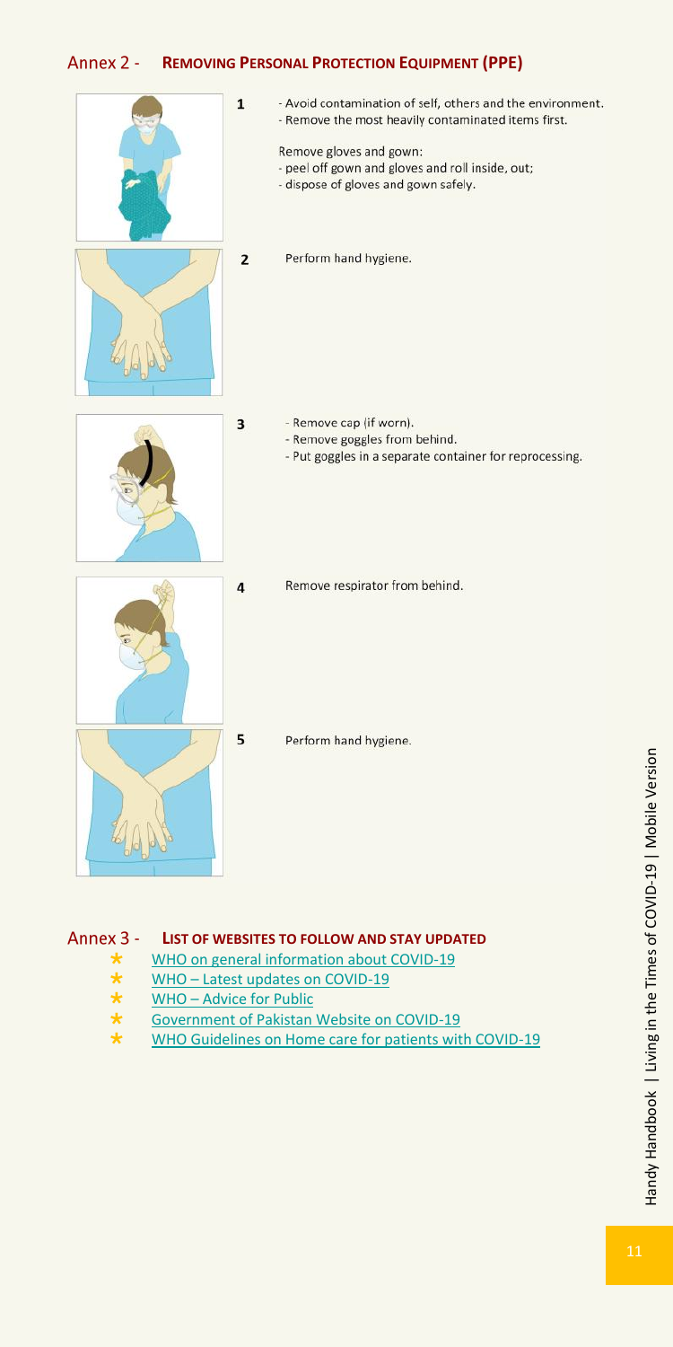## Annex 2 - REMOVING PERSONAL PROTECTION EQUIPMENT (PPE)

1. - Avoid contamination of self, others and the environment.
   - Remove the most heavily contaminated items first.

   Remove gloves and gown:
   - peel off gown and gloves and roll inside, out;
   - dispose of gloves and gown safely.

2. Perform hand hygiene.

3. - Remove cap (if worn).
   - Remove goggles from behind.
   - Put goggles in a separate container for reprocessing.

4. Remove respirator from behind.

5. Perform hand hygiene.

## Annex 3 - LIST OF WEBSITES TO FOLLOW AND STAY UPDATED

- WHO on general information about COVID-19
- WHO – Latest updates on COVID-19
- WHO – Advice for Public
- Government of Pakistan Website on COVID-19
- WHO Guidelines on Home care for patients with COVID-19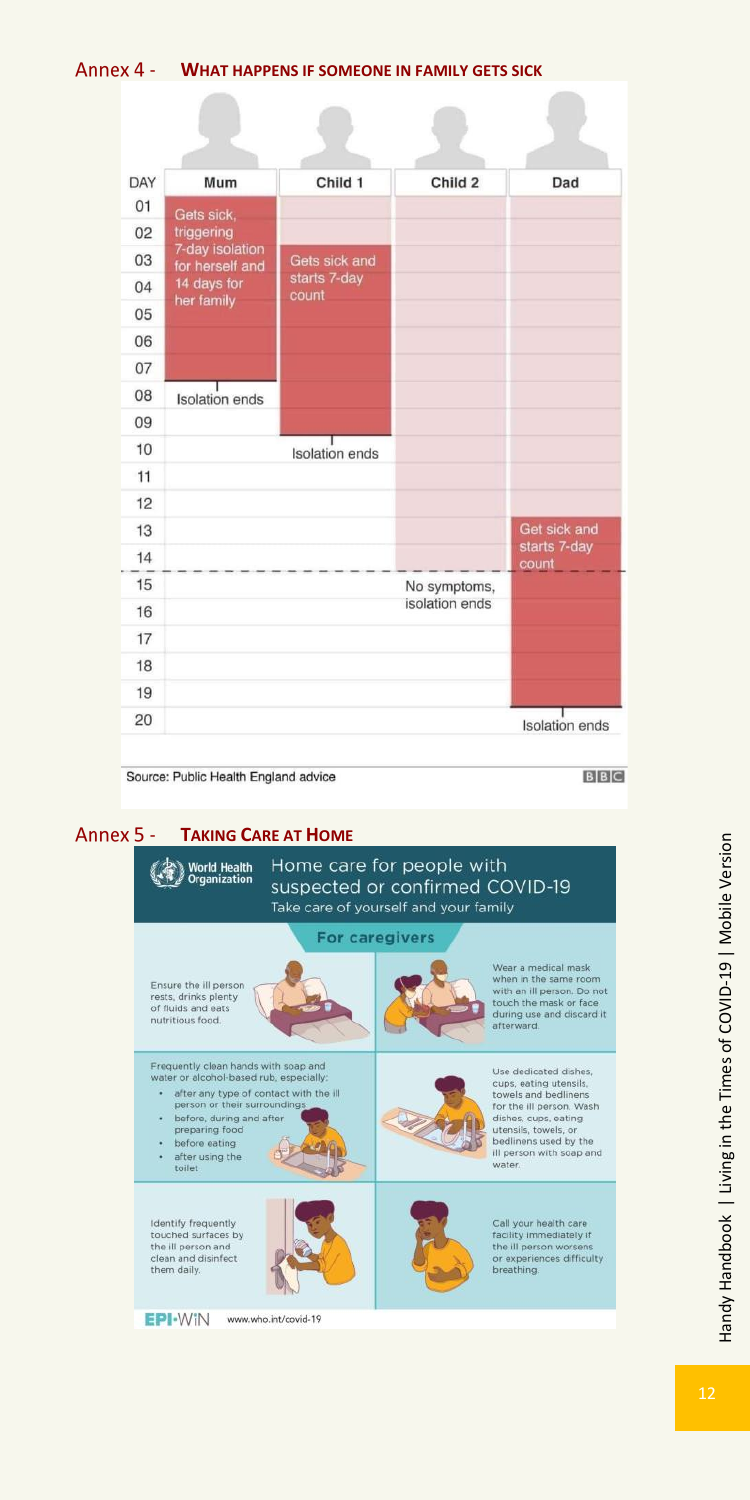## Annex 4 - What happens if someone in family gets sick

| DAY | Mum | Child 1 | Child 2 | Dad |
|---|---|---|---|---|
| 01 | Gets sick, triggering 7-day isolation for herself and 14 days for her family | | | |
| 02 | | | | |
| 03 | | Gets sick and starts 7-day count | | |
| 04 | | | | |
| 05 | | | | |
| 06 | | | | |
| 07 | | | | |
| 08 | Isolation ends | | | |
| 09 | | | | |
| 10 | | Isolation ends | | |
| 11 | | | | |
| 12 | | | | |
| 13 | | | | Get sick and starts 7-day count |
| 14 | | | | |
| 15 | | | No symptoms, isolation ends | |
| 16 | | | | |
| 17 | | | | |
| 18 | | | | |
| 19 | | | | |
| 20 | | | | Isolation ends |

Source: Public Health England advice

BBC

## Annex 5 - Taking Care at Home

World Health Organization

**Home care for people with suspected or confirmed COVID-19**

Take care of yourself and your family

**For caregivers**

Ensure the ill person rests, drinks plenty of fluids and eats nutritious food.

Wear a medical mask when in the same room with an ill person. Do not touch the mask or face during use and discard it afterward.

Frequently clean hands with soap and water or alcohol-based rub, especially:

- after any type of contact with the ill person or their surroundings
- before, during and after preparing food
- before eating
- after using the toilet

Use dedicated dishes, cups, eating utensils, towels and bedlinens for the ill person. Wash dishes, cups, eating utensils, towels, or bedlinens used by the ill person with soap and water.

Identify frequently touched surfaces by the ill person and clean and disinfect them daily.

Call your health care facility immediately if the ill person worsens or experiences difficulty breathing.

EPI-WIN www.who.int/covid-19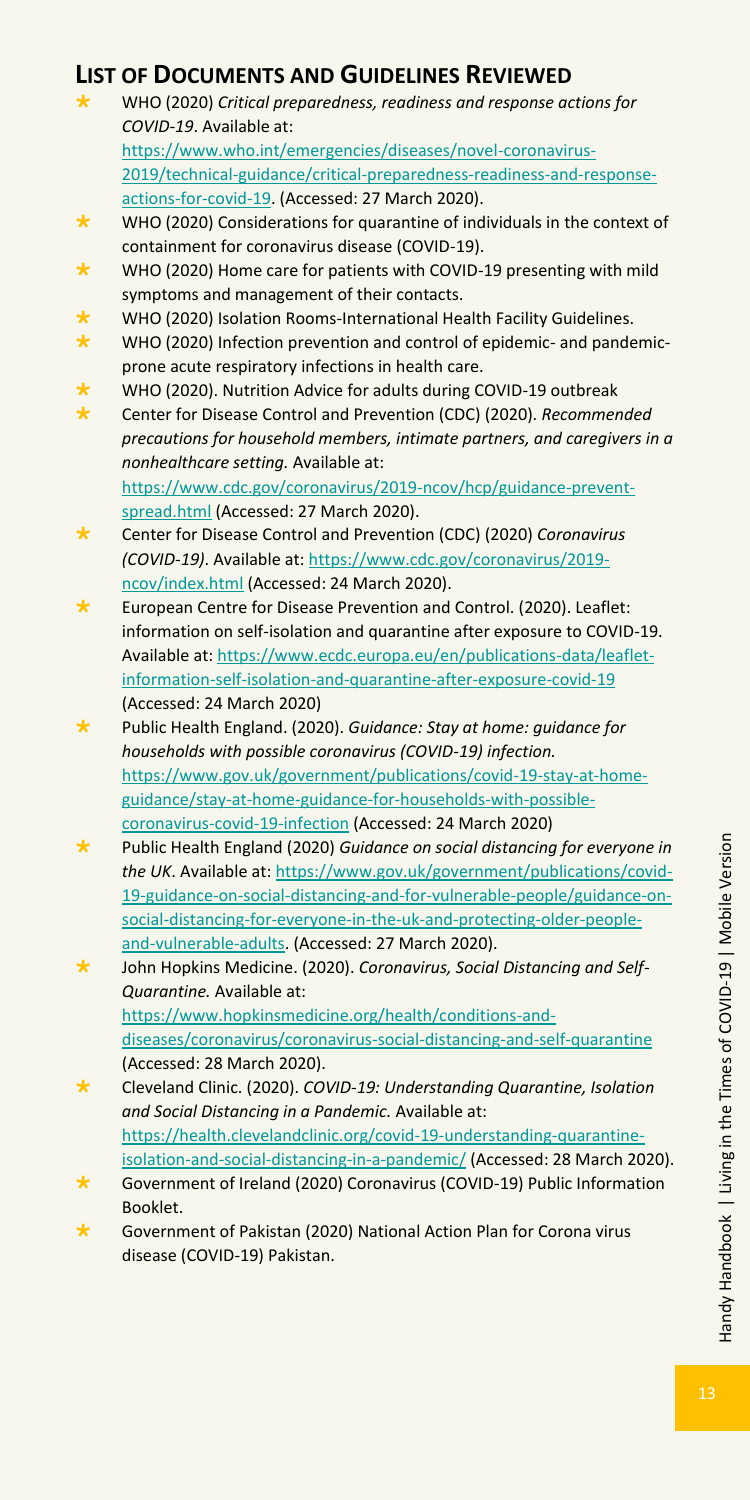## List of Documents and Guidelines Reviewed

- WHO (2020) *Critical preparedness, readiness and response actions for COVID-19*. Available at: https://www.who.int/emergencies/diseases/novel-coronavirus-2019/technical-guidance/critical-preparedness-readiness-and-response-actions-for-covid-19. (Accessed: 27 March 2020).
- WHO (2020) Considerations for quarantine of individuals in the context of containment for coronavirus disease (COVID-19).
- WHO (2020) Home care for patients with COVID-19 presenting with mild symptoms and management of their contacts.
- WHO (2020) Isolation Rooms-International Health Facility Guidelines.
- WHO (2020) Infection prevention and control of epidemic- and pandemic-prone acute respiratory infections in health care.
- WHO (2020). Nutrition Advice for adults during COVID-19 outbreak
- Center for Disease Control and Prevention (CDC) (2020). *Recommended precautions for household members, intimate partners, and caregivers in a nonhealthcare setting.* Available at: https://www.cdc.gov/coronavirus/2019-ncov/hcp/guidance-prevent-spread.html (Accessed: 27 March 2020).
- Center for Disease Control and Prevention (CDC) (2020) *Coronavirus (COVID-19)*. Available at: https://www.cdc.gov/coronavirus/2019-ncov/index.html (Accessed: 24 March 2020).
- European Centre for Disease Prevention and Control. (2020). Leaflet: information on self-isolation and quarantine after exposure to COVID-19. Available at: https://www.ecdc.europa.eu/en/publications-data/leaflet-information-self-isolation-and-quarantine-after-exposure-covid-19 (Accessed: 24 March 2020)
- Public Health England. (2020). *Guidance: Stay at home: guidance for households with possible coronavirus (COVID-19) infection.* https://www.gov.uk/government/publications/covid-19-stay-at-home-guidance/stay-at-home-guidance-for-households-with-possible-coronavirus-covid-19-infection (Accessed: 24 March 2020)
- Public Health England (2020) *Guidance on social distancing for everyone in the UK*. Available at: https://www.gov.uk/government/publications/covid-19-guidance-on-social-distancing-and-for-vulnerable-people/guidance-on-social-distancing-for-everyone-in-the-uk-and-protecting-older-people-and-vulnerable-adults. (Accessed: 27 March 2020).
- John Hopkins Medicine. (2020). *Coronavirus, Social Distancing and Self-Quarantine.* Available at: https://www.hopkinsmedicine.org/health/conditions-and-diseases/coronavirus/coronavirus-social-distancing-and-self-quarantine (Accessed: 28 March 2020).
- Cleveland Clinic. (2020). *COVID-19: Understanding Quarantine, Isolation and Social Distancing in a Pandemic.* Available at: https://health.clevelandclinic.org/covid-19-understanding-quarantine-isolation-and-social-distancing-in-a-pandemic/ (Accessed: 28 March 2020).
- Government of Ireland (2020) Coronavirus (COVID-19) Public Information Booklet.
- Government of Pakistan (2020) National Action Plan for Corona virus disease (COVID-19) Pakistan.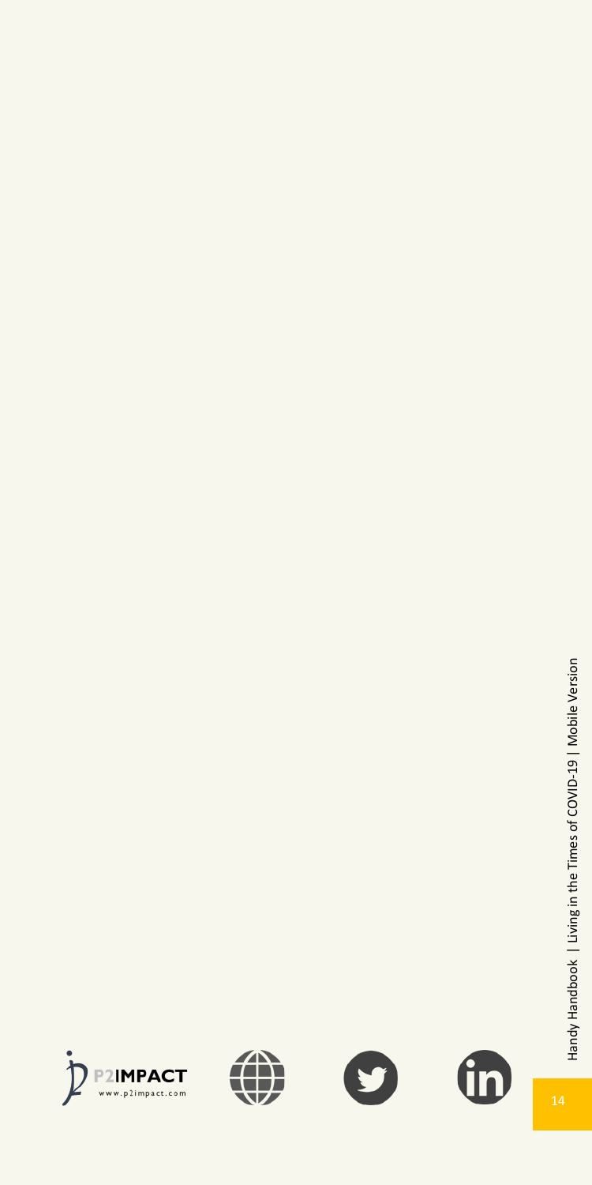P2IMPACT

www.p2impact.com